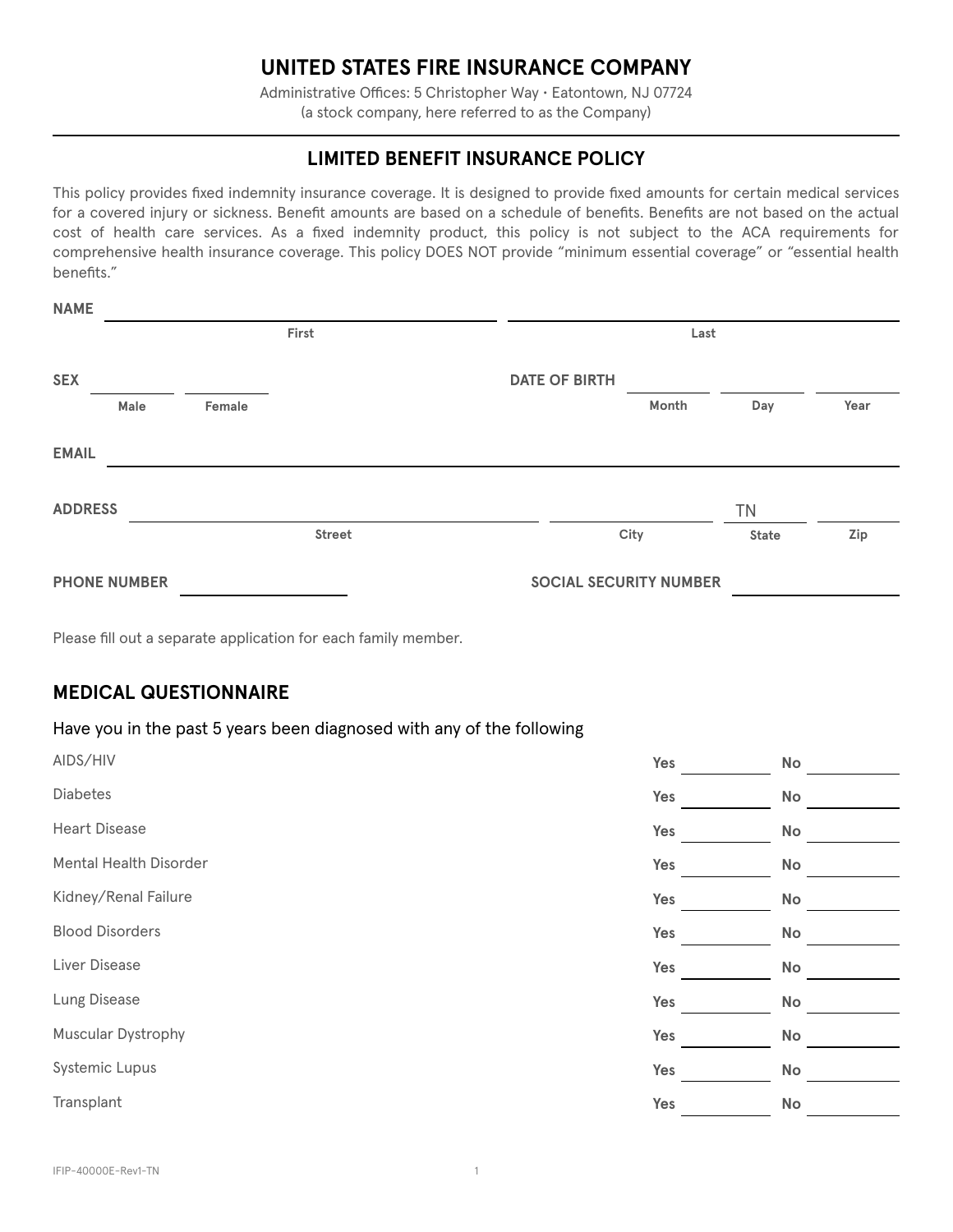# UNITED STATES FIRE INSURANCE COMPANY

Administrative Offices: 5 Christopher Way • Eatontown, NJ 07724
(a stock company, here referred to as the Company)

## LIMITED BENEFIT INSURANCE POLICY

This policy provides fixed indemnity insurance coverage. It is designed to provide fixed amounts for certain medical services for a covered injury or sickness. Benefit amounts are based on a schedule of benefits. Benefits are not based on the actual cost of health care services. As a fixed indemnity product, this policy is not subject to the ACA requirements for comprehensive health insurance coverage. This policy DOES NOT provide "minimum essential coverage" or "essential health benefits."

**NAME** ______________________ (First) ______________________ (Last)

**SEX** ________ (Male) ________ (Female) **DATE OF BIRTH** ________ (Month) ________ (Day) ________ (Year)

**EMAIL** ______________________

**ADDRESS** ______________________ (Street) ________ (City) TN (State) ________ (Zip)

**PHONE NUMBER** ______________________ **SOCIAL SECURITY NUMBER** ______________________

Please fill out a separate application for each family member.

## MEDICAL QUESTIONNAIRE

Have you in the past 5 years been diagnosed with any of the following

| Condition | Yes | No |
|---|---|---|
| AIDS/HIV | | |
| Diabetes | | |
| Heart Disease | | |
| Mental Health Disorder | | |
| Kidney/Renal Failure | | |
| Blood Disorders | | |
| Liver Disease | | |
| Lung Disease | | |
| Muscular Dystrophy | | |
| Systemic Lupus | | |
| Transplant | | |

IFIP-40000E-Rev1-TN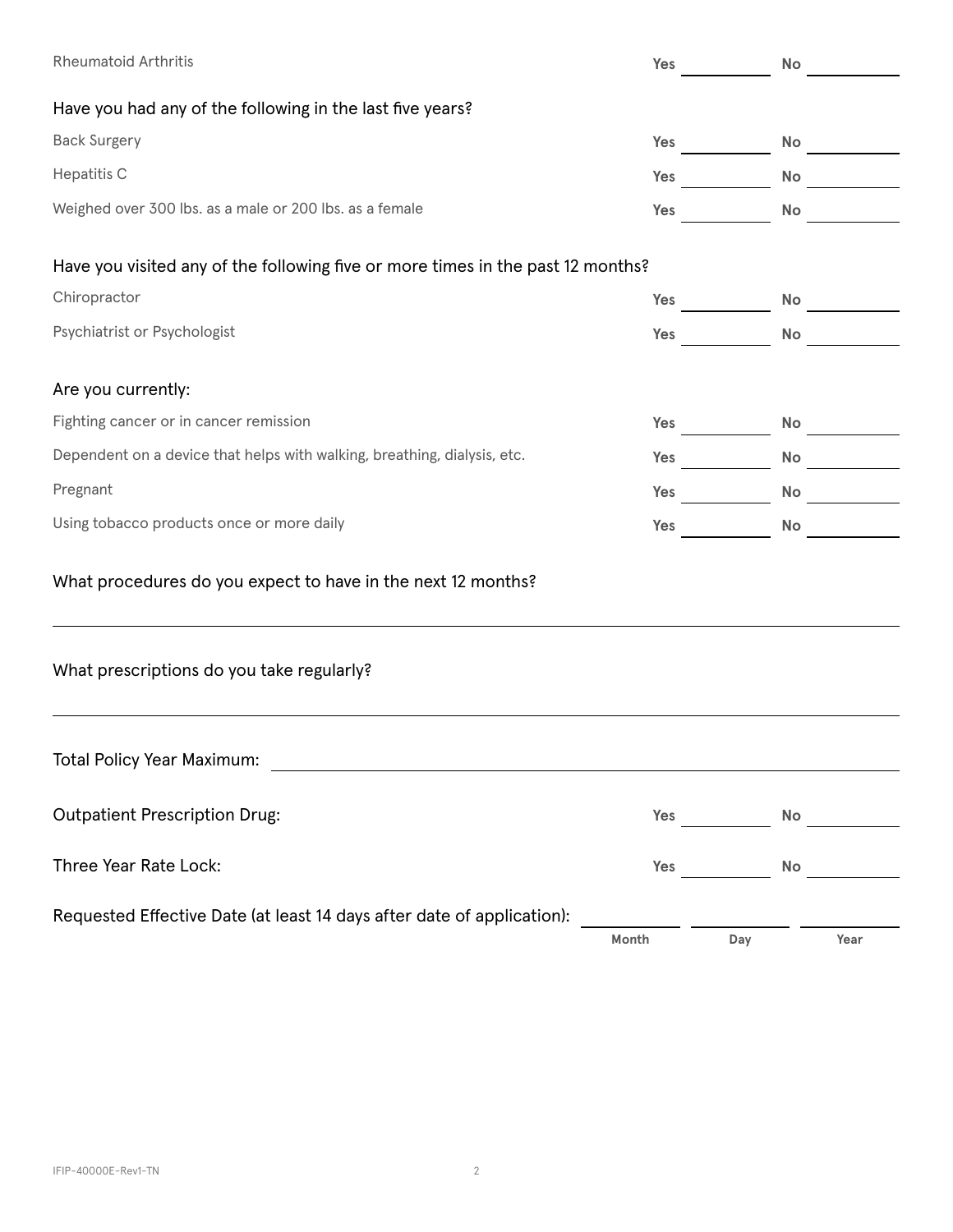Rheumatoid Arthritis **Yes** ________ **No** ________

Have you had any of the following in the last five years?

Back Surgery **Yes** ________ **No** ________

Hepatitis C **Yes** ________ **No** ________

Weighed over 300 lbs. as a male or 200 lbs. as a female **Yes** ________ **No** ________

Have you visited any of the following five or more times in the past 12 months?

Chiropractor **Yes** ________ **No** ________

Psychiatrist or Psychologist **Yes** ________ **No** ________

Are you currently:

Fighting cancer or in cancer remission **Yes** ________ **No** ________

Dependent on a device that helps with walking, breathing, dialysis, etc. **Yes** ________ **No** ________

Pregnant **Yes** ________ **No** ________

Using tobacco products once or more daily **Yes** ________ **No** ________

What procedures do you expect to have in the next 12 months?

________________________________________________________________

What prescriptions do you take regularly?

________________________________________________________________

Total Policy Year Maximum: ________________________________________

Outpatient Prescription Drug: **Yes** ________ **No** ________

Three Year Rate Lock: **Yes** ________ **No** ________

Requested Effective Date (at least 14 days after date of application): ________ ________ ________
**Month** **Day** **Year**

IFIP-40000E-Rev1-TN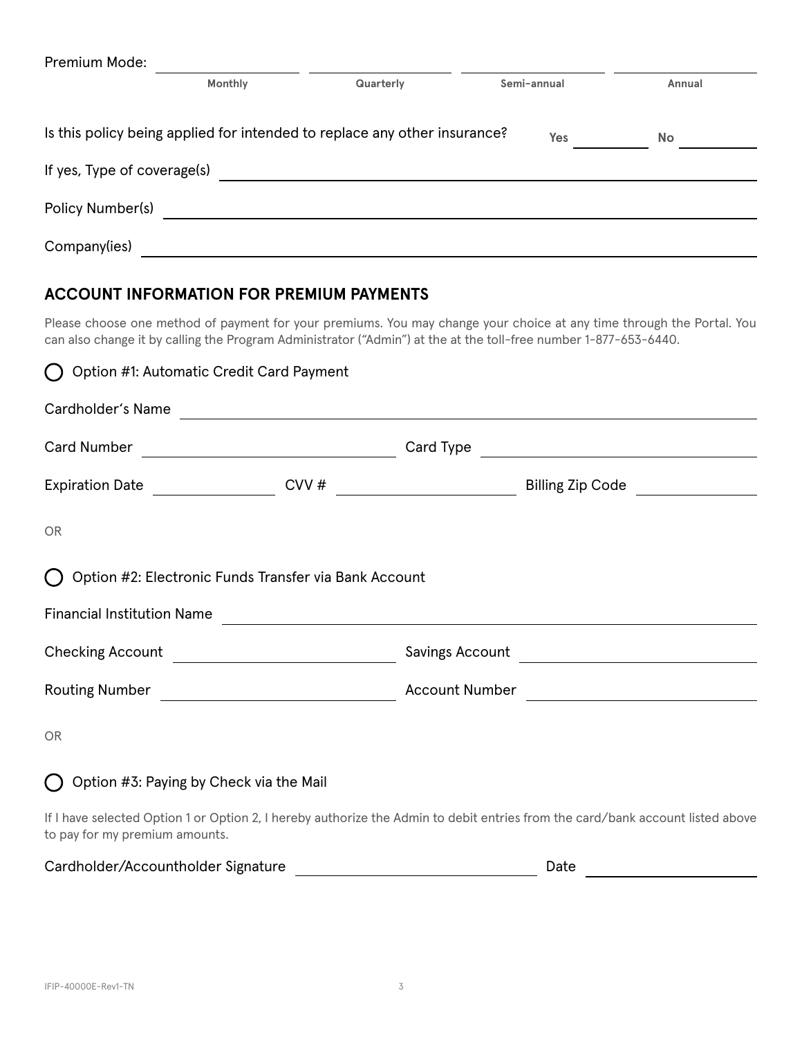Premium Mode: ______________ Monthly ______________ Quarterly ______________ Semi-annual ______________ Annual

Is this policy being applied for intended to replace any other insurance? Yes ________ No ________

If yes, Type of coverage(s) ______________________________

Policy Number(s) ______________________________

Company(ies) ______________________________

## ACCOUNT INFORMATION FOR PREMIUM PAYMENTS

Please choose one method of payment for your premiums. You may change your choice at any time through the Portal. You can also change it by calling the Program Administrator ("Admin") at the at the toll-free number 1-877-653-6440.

○ Option #1: Automatic Credit Card Payment

Cardholder's Name ______________________________

Card Number ______________________________ Card Type ______________________________

Expiration Date ______________ CVV # ______________ Billing Zip Code ______________

OR

○ Option #2: Electronic Funds Transfer via Bank Account

Financial Institution Name ______________________________

Checking Account ______________________________ Savings Account ______________________________

Routing Number ______________________________ Account Number ______________________________

OR

○ Option #3: Paying by Check via the Mail

If I have selected Option 1 or Option 2, I hereby authorize the Admin to debit entries from the card/bank account listed above to pay for my premium amounts.

Cardholder/Accountholder Signature ______________________________ Date ______________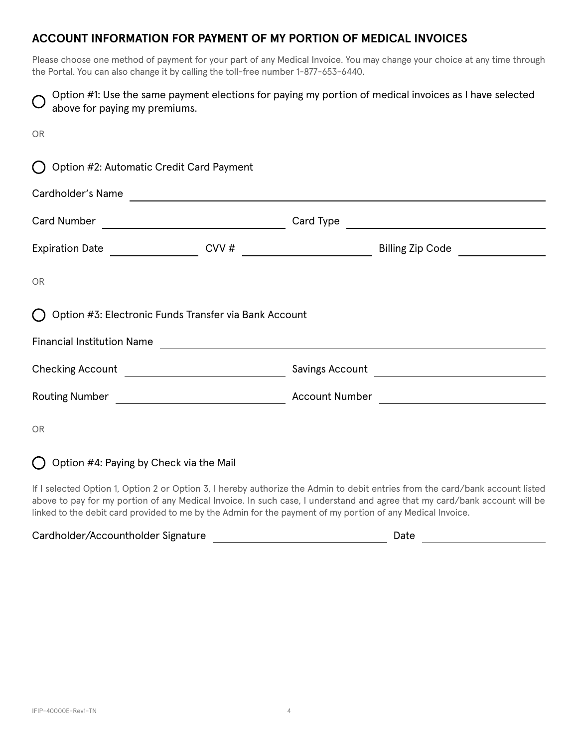## ACCOUNT INFORMATION FOR PAYMENT OF MY PORTION OF MEDICAL INVOICES

Please choose one method of payment for your part of any Medical Invoice. You may change your choice at any time through the Portal. You can also change it by calling the toll-free number 1-877-653-6440.

◯ Option #1: Use the same payment elections for paying my portion of medical invoices as I have selected above for paying my premiums.

OR

◯ Option #2: Automatic Credit Card Payment

Cardholder's Name ______________________________

Card Number ______________________ Card Type ______________________

Expiration Date ____________ CVV # ______________ Billing Zip Code ____________

OR

◯ Option #3: Electronic Funds Transfer via Bank Account

Financial Institution Name ______________________________

Checking Account ______________________ Savings Account ______________________

Routing Number ______________________ Account Number ______________________

OR

◯ Option #4: Paying by Check via the Mail

If I selected Option 1, Option 2 or Option 3, I hereby authorize the Admin to debit entries from the card/bank account listed above to pay for my portion of any Medical Invoice. In such case, I understand and agree that my card/bank account will be linked to the debit card provided to me by the Admin for the payment of my portion of any Medical Invoice.

Cardholder/Accountholder Signature ______________________ Date ______________

IFIP-40000E-Rev1-TN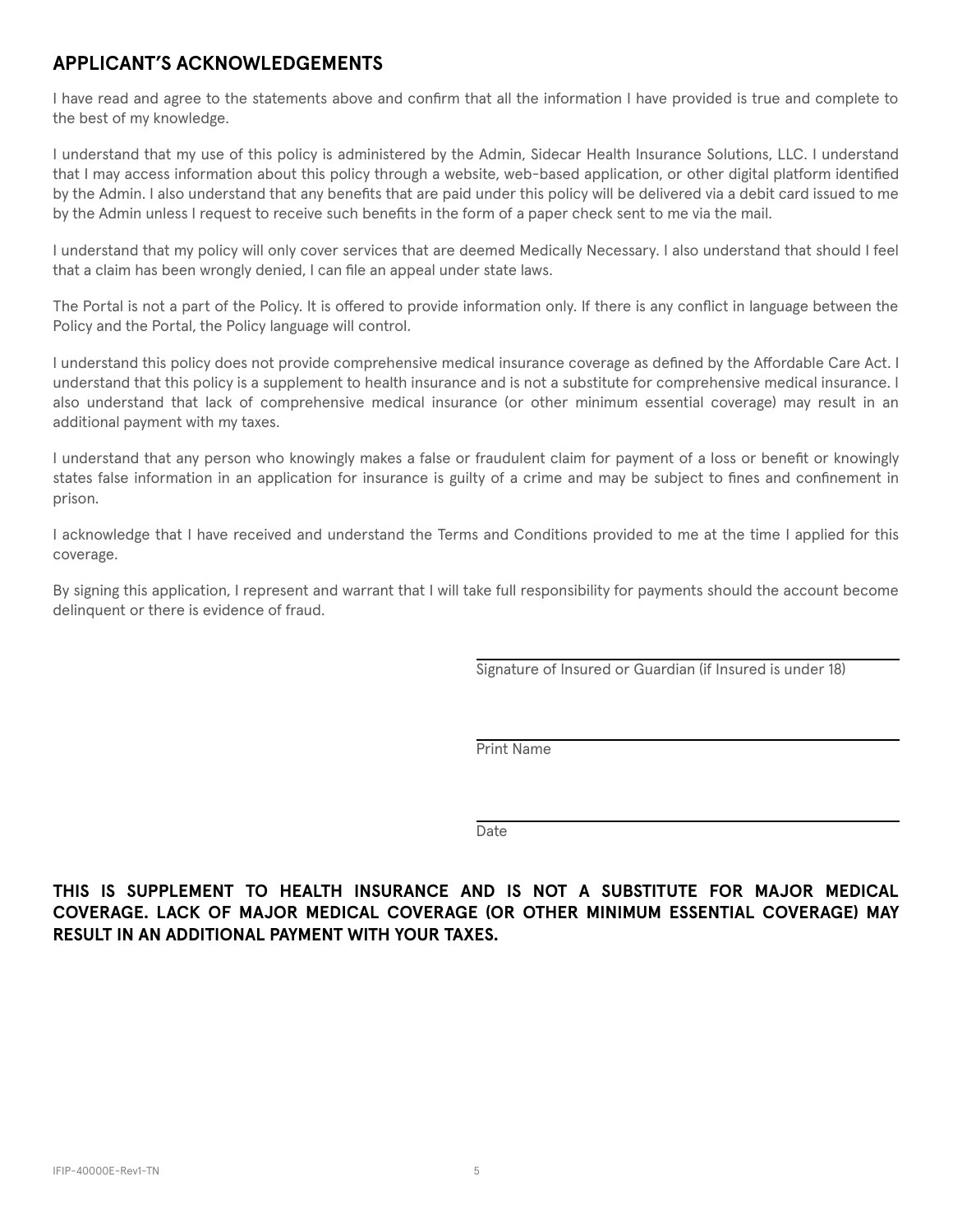## APPLICANT'S ACKNOWLEDGEMENTS

I have read and agree to the statements above and confirm that all the information I have provided is true and complete to the best of my knowledge.

I understand that my use of this policy is administered by the Admin, Sidecar Health Insurance Solutions, LLC. I understand that I may access information about this policy through a website, web-based application, or other digital platform identified by the Admin. I also understand that any benefits that are paid under this policy will be delivered via a debit card issued to me by the Admin unless I request to receive such benefits in the form of a paper check sent to me via the mail.

I understand that my policy will only cover services that are deemed Medically Necessary. I also understand that should I feel that a claim has been wrongly denied, I can file an appeal under state laws.

The Portal is not a part of the Policy. It is offered to provide information only. If there is any conflict in language between the Policy and the Portal, the Policy language will control.

I understand this policy does not provide comprehensive medical insurance coverage as defined by the Affordable Care Act. I understand that this policy is a supplement to health insurance and is not a substitute for comprehensive medical insurance. I also understand that lack of comprehensive medical insurance (or other minimum essential coverage) may result in an additional payment with my taxes.

I understand that any person who knowingly makes a false or fraudulent claim for payment of a loss or benefit or knowingly states false information in an application for insurance is guilty of a crime and may be subject to fines and confinement in prison.

I acknowledge that I have received and understand the Terms and Conditions provided to me at the time I applied for this coverage.

By signing this application, I represent and warrant that I will take full responsibility for payments should the account become delinquent or there is evidence of fraud.

______________________________
Signature of Insured or Guardian (if Insured is under 18)

______________________________
Print Name

______________________________
Date

**THIS IS SUPPLEMENT TO HEALTH INSURANCE AND IS NOT A SUBSTITUTE FOR MAJOR MEDICAL COVERAGE. LACK OF MAJOR MEDICAL COVERAGE (OR OTHER MINIMUM ESSENTIAL COVERAGE) MAY RESULT IN AN ADDITIONAL PAYMENT WITH YOUR TAXES.**

IFIP-40000E-Rev1-TN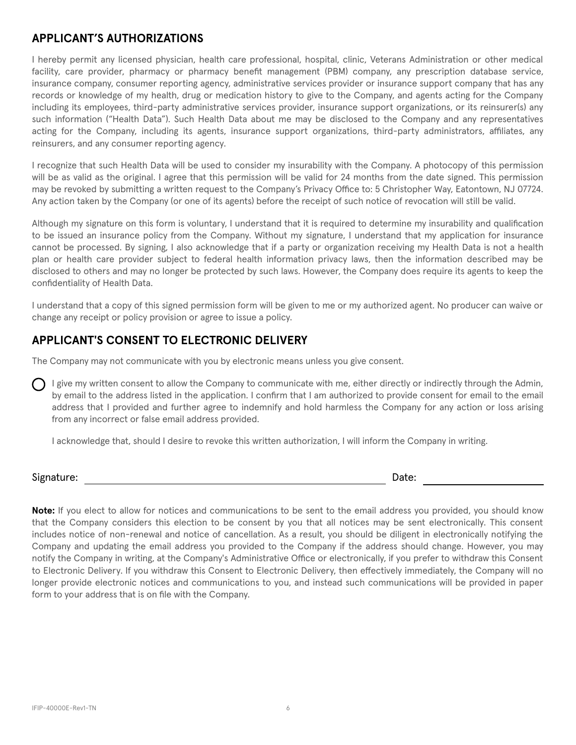## APPLICANT'S AUTHORIZATIONS

I hereby permit any licensed physician, health care professional, hospital, clinic, Veterans Administration or other medical facility, care provider, pharmacy or pharmacy benefit management (PBM) company, any prescription database service, insurance company, consumer reporting agency, administrative services provider or insurance support company that has any records or knowledge of my health, drug or medication history to give to the Company, and agents acting for the Company including its employees, third-party administrative services provider, insurance support organizations, or its reinsurer(s) any such information ("Health Data"). Such Health Data about me may be disclosed to the Company and any representatives acting for the Company, including its agents, insurance support organizations, third-party administrators, affiliates, any reinsurers, and any consumer reporting agency.

I recognize that such Health Data will be used to consider my insurability with the Company. A photocopy of this permission will be as valid as the original. I agree that this permission will be valid for 24 months from the date signed. This permission may be revoked by submitting a written request to the Company's Privacy Office to: 5 Christopher Way, Eatontown, NJ 07724. Any action taken by the Company (or one of its agents) before the receipt of such notice of revocation will still be valid.

Although my signature on this form is voluntary, I understand that it is required to determine my insurability and qualification to be issued an insurance policy from the Company. Without my signature, I understand that my application for insurance cannot be processed. By signing, I also acknowledge that if a party or organization receiving my Health Data is not a health plan or health care provider subject to federal health information privacy laws, then the information described may be disclosed to others and may no longer be protected by such laws. However, the Company does require its agents to keep the confidentiality of Health Data.

I understand that a copy of this signed permission form will be given to me or my authorized agent. No producer can waive or change any receipt or policy provision or agree to issue a policy.

## APPLICANT'S CONSENT TO ELECTRONIC DELIVERY

The Company may not communicate with you by electronic means unless you give consent.

○ I give my written consent to allow the Company to communicate with me, either directly or indirectly through the Admin, by email to the address listed in the application. I confirm that I am authorized to provide consent for email to the email address that I provided and further agree to indemnify and hold harmless the Company for any action or loss arising from any incorrect or false email address provided.

I acknowledge that, should I desire to revoke this written authorization, I will inform the Company in writing.

Signature: ______________________________ Date: ______________

**Note:** If you elect to allow for notices and communications to be sent to the email address you provided, you should know that the Company considers this election to be consent by you that all notices may be sent electronically. This consent includes notice of non-renewal and notice of cancellation. As a result, you should be diligent in electronically notifying the Company and updating the email address you provided to the Company if the address should change. However, you may notify the Company in writing, at the Company's Administrative Office or electronically, if you prefer to withdraw this Consent to Electronic Delivery. If you withdraw this Consent to Electronic Delivery, then effectively immediately, the Company will no longer provide electronic notices and communications to you, and instead such communications will be provided in paper form to your address that is on file with the Company.

IFIP-40000E-Rev1-TN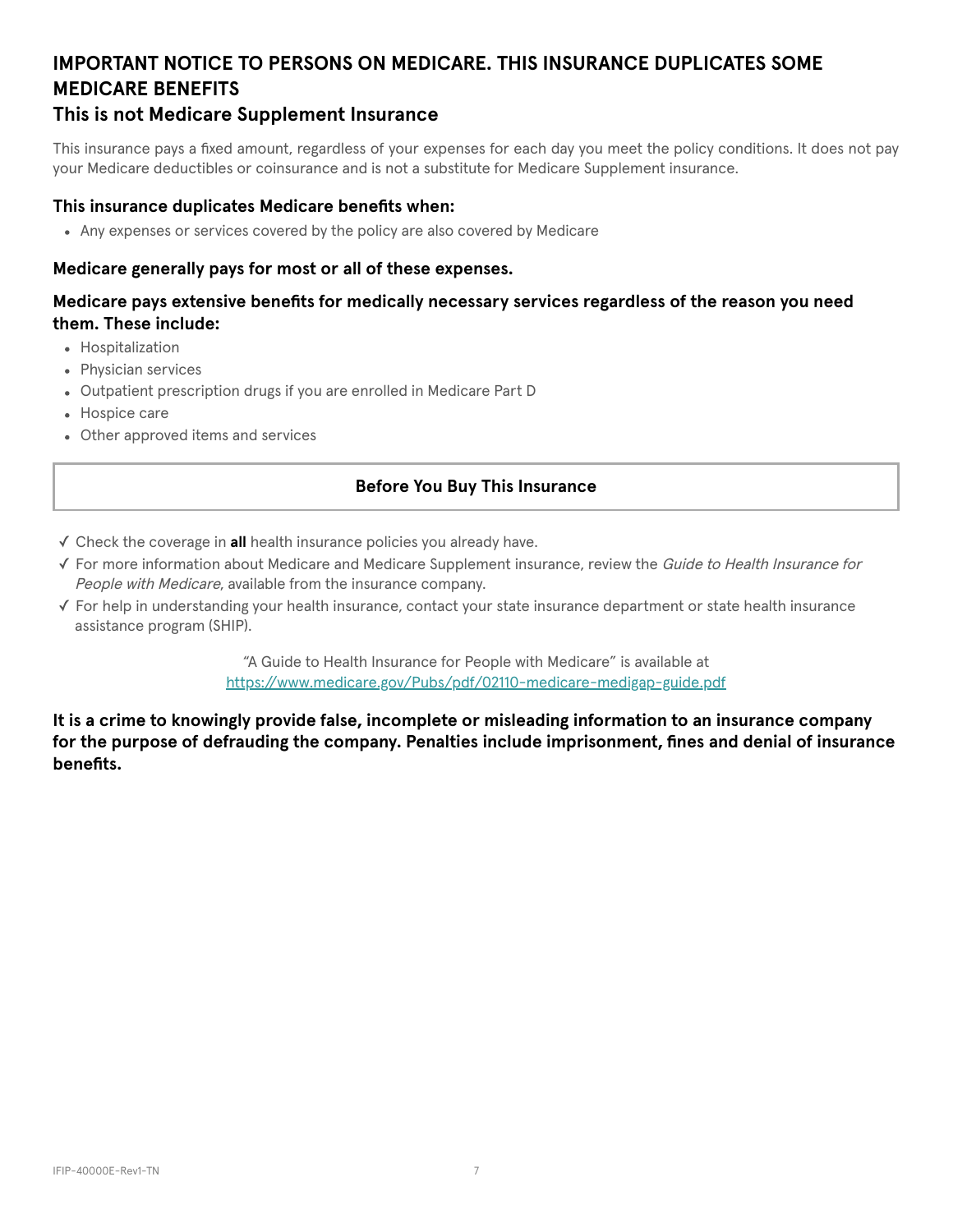## IMPORTANT NOTICE TO PERSONS ON MEDICARE. THIS INSURANCE DUPLICATES SOME MEDICARE BENEFITS

### This is not Medicare Supplement Insurance

This insurance pays a fixed amount, regardless of your expenses for each day you meet the policy conditions. It does not pay your Medicare deductibles or coinsurance and is not a substitute for Medicare Supplement insurance.

**This insurance duplicates Medicare benefits when:**

- Any expenses or services covered by the policy are also covered by Medicare

**Medicare generally pays for most or all of these expenses.**

**Medicare pays extensive benefits for medically necessary services regardless of the reason you need them. These include:**

- Hospitalization
- Physician services
- Outpatient prescription drugs if you are enrolled in Medicare Part D
- Hospice care
- Other approved items and services

**Before You Buy This Insurance**

✓ Check the coverage in **all** health insurance policies you already have.

✓ For more information about Medicare and Medicare Supplement insurance, review the *Guide to Health Insurance for People with Medicare*, available from the insurance company.

✓ For help in understanding your health insurance, contact your state insurance department or state health insurance assistance program (SHIP).

"A Guide to Health Insurance for People with Medicare" is available at
https://www.medicare.gov/Pubs/pdf/02110-medicare-medigap-guide.pdf

**It is a crime to knowingly provide false, incomplete or misleading information to an insurance company for the purpose of defrauding the company. Penalties include imprisonment, fines and denial of insurance benefits.**

IFIP-40000E-Rev1-TN